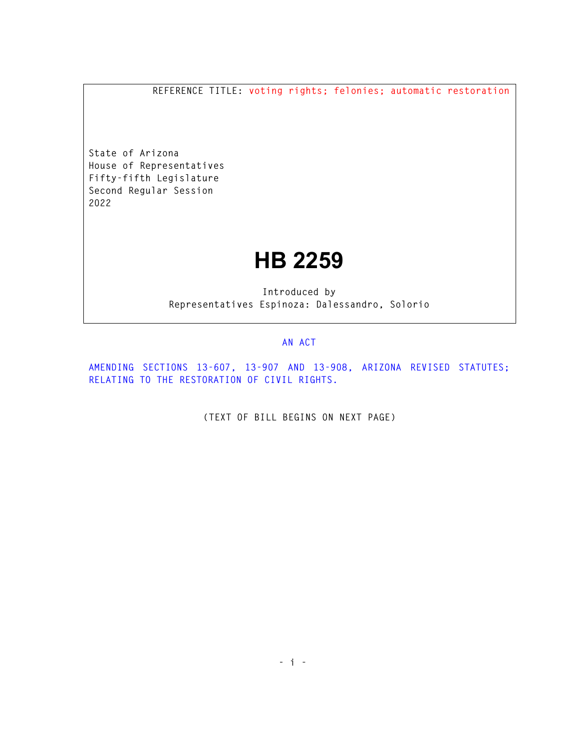REFERENCE TITLE: voting rights; felonies; automatic restoration

State of Arizona
House of Representatives
Fifty-fifth Legislature
Second Regular Session
2022

# HB 2259

Introduced by
Representatives Espinoza: Dalessandro, Solorio

AN ACT

AMENDING SECTIONS 13-607, 13-907 AND 13-908, ARIZONA REVISED STATUTES; RELATING TO THE RESTORATION OF CIVIL RIGHTS.

(TEXT OF BILL BEGINS ON NEXT PAGE)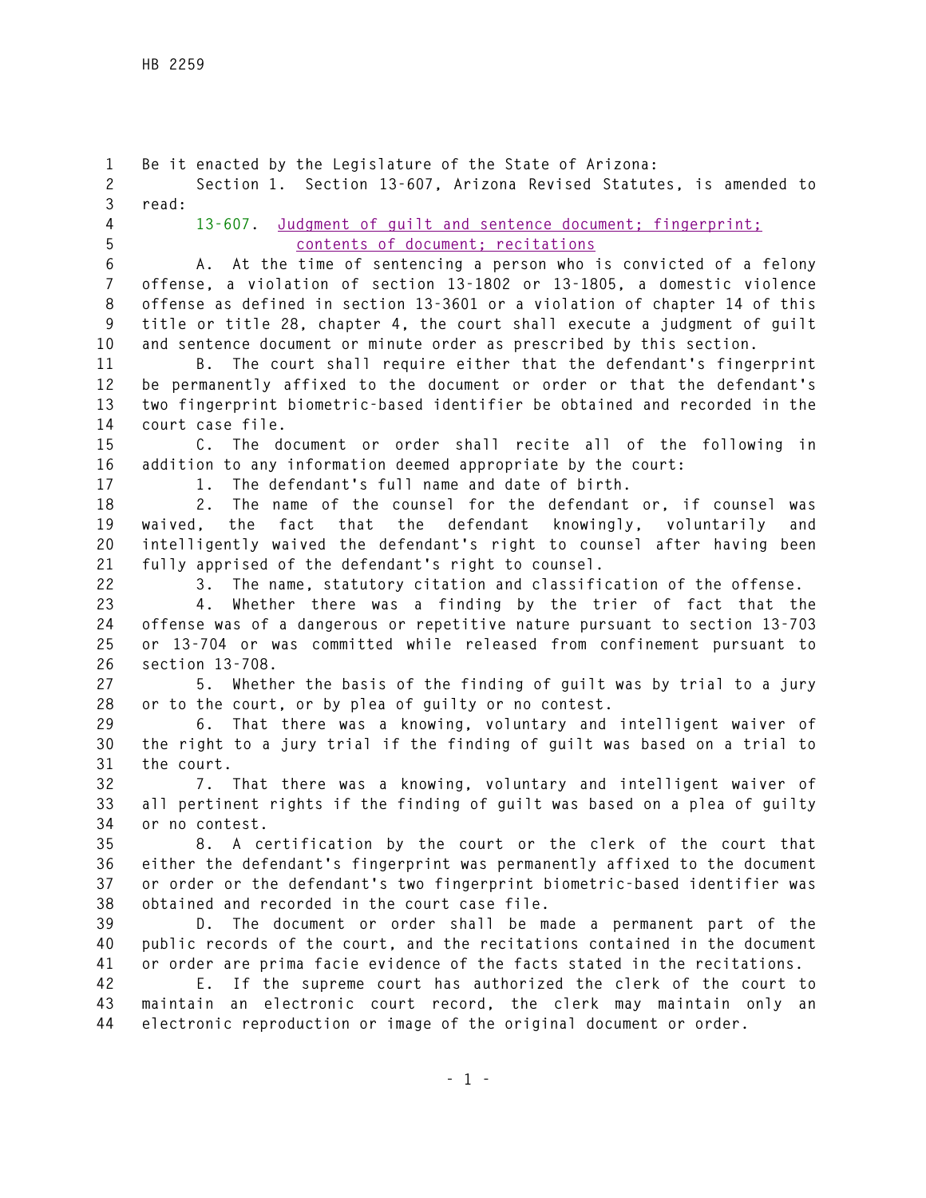Be it enacted by the Legislature of the State of Arizona:

Section 1. Section 13-607, Arizona Revised Statutes, is amended to read:

13-607. Judgment of guilt and sentence document; fingerprint; contents of document; recitations

A. At the time of sentencing a person who is convicted of a felony offense, a violation of section 13-1802 or 13-1805, a domestic violence offense as defined in section 13-3601 or a violation of chapter 14 of this title or title 28, chapter 4, the court shall execute a judgment of guilt and sentence document or minute order as prescribed by this section.

B. The court shall require either that the defendant's fingerprint be permanently affixed to the document or order or that the defendant's two fingerprint biometric-based identifier be obtained and recorded in the court case file.

C. The document or order shall recite all of the following in addition to any information deemed appropriate by the court:

1. The defendant's full name and date of birth.

2. The name of the counsel for the defendant or, if counsel was waived, the fact that the defendant knowingly, voluntarily and intelligently waived the defendant's right to counsel after having been fully apprised of the defendant's right to counsel.

3. The name, statutory citation and classification of the offense.

4. Whether there was a finding by the trier of fact that the offense was of a dangerous or repetitive nature pursuant to section 13-703 or 13-704 or was committed while released from confinement pursuant to section 13-708.

5. Whether the basis of the finding of guilt was by trial to a jury or to the court, or by plea of guilty or no contest.

6. That there was a knowing, voluntary and intelligent waiver of the right to a jury trial if the finding of guilt was based on a trial to the court.

7. That there was a knowing, voluntary and intelligent waiver of all pertinent rights if the finding of guilt was based on a plea of guilty or no contest.

8. A certification by the court or the clerk of the court that either the defendant's fingerprint was permanently affixed to the document or order or the defendant's two fingerprint biometric-based identifier was obtained and recorded in the court case file.

D. The document or order shall be made a permanent part of the public records of the court, and the recitations contained in the document or order are prima facie evidence of the facts stated in the recitations.

E. If the supreme court has authorized the clerk of the court to maintain an electronic court record, the clerk may maintain only an electronic reproduction or image of the original document or order.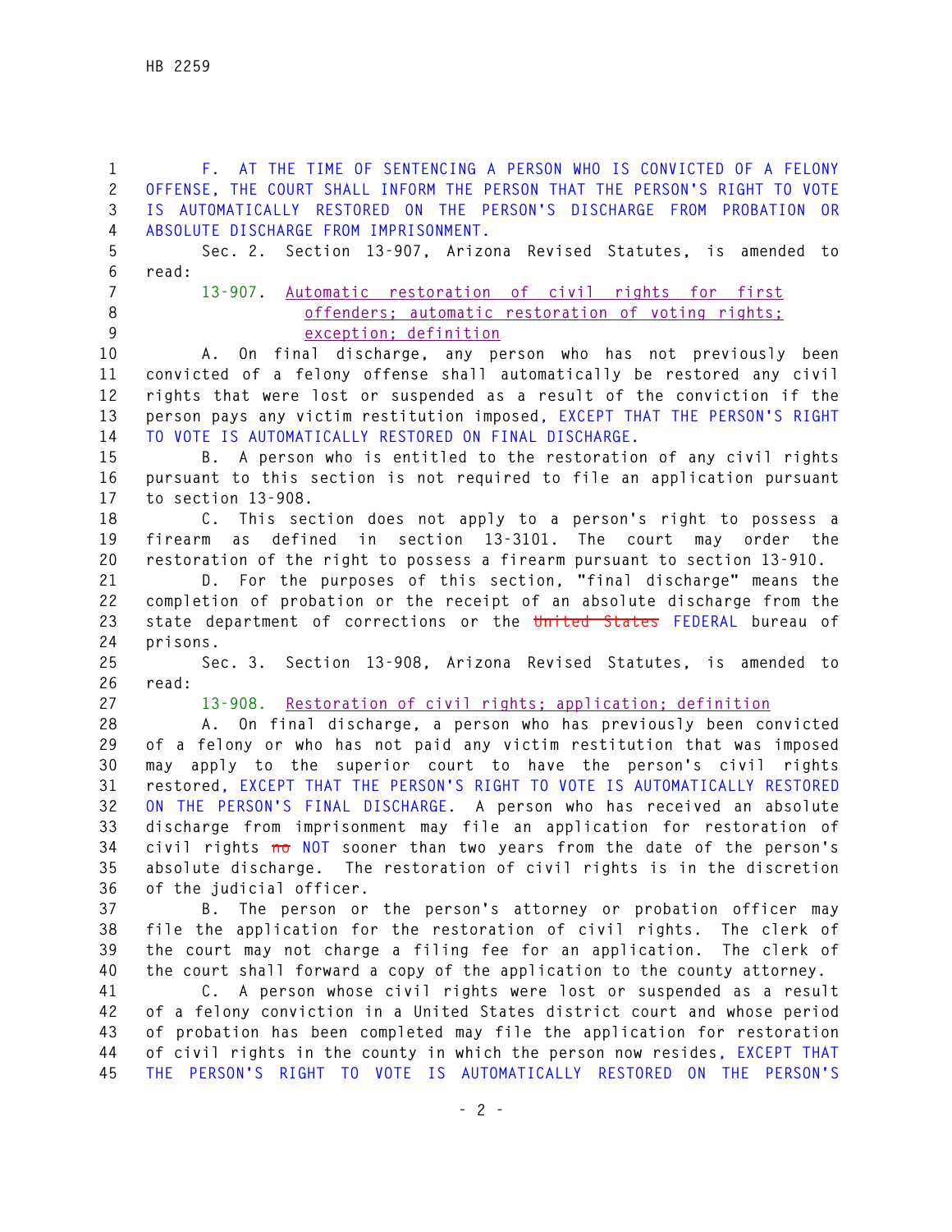F. AT THE TIME OF SENTENCING A PERSON WHO IS CONVICTED OF A FELONY OFFENSE, THE COURT SHALL INFORM THE PERSON THAT THE PERSON'S RIGHT TO VOTE IS AUTOMATICALLY RESTORED ON THE PERSON'S DISCHARGE FROM PROBATION OR ABSOLUTE DISCHARGE FROM IMPRISONMENT.

Sec. 2. Section 13-907, Arizona Revised Statutes, is amended to read:

13-907. Automatic restoration of civil rights for first offenders; automatic restoration of voting rights; exception; definition

A. On final discharge, any person who has not previously been convicted of a felony offense shall automatically be restored any civil rights that were lost or suspended as a result of the conviction if the person pays any victim restitution imposed, EXCEPT THAT THE PERSON'S RIGHT TO VOTE IS AUTOMATICALLY RESTORED ON FINAL DISCHARGE.

B. A person who is entitled to the restoration of any civil rights pursuant to this section is not required to file an application pursuant to section 13-908.

C. This section does not apply to a person's right to possess a firearm as defined in section 13-3101. The court may order the restoration of the right to possess a firearm pursuant to section 13-910.

D. For the purposes of this section, "final discharge" means the completion of probation or the receipt of an absolute discharge from the state department of corrections or the ~~United States~~ FEDERAL bureau of prisons.

Sec. 3. Section 13-908, Arizona Revised Statutes, is amended to read:

13-908. Restoration of civil rights; application; definition

A. On final discharge, a person who has previously been convicted of a felony or who has not paid any victim restitution that was imposed may apply to the superior court to have the person's civil rights restored, EXCEPT THAT THE PERSON'S RIGHT TO VOTE IS AUTOMATICALLY RESTORED ON THE PERSON'S FINAL DISCHARGE. A person who has received an absolute discharge from imprisonment may file an application for restoration of civil rights ~~no~~ NOT sooner than two years from the date of the person's absolute discharge. The restoration of civil rights is in the discretion of the judicial officer.

B. The person or the person's attorney or probation officer may file the application for the restoration of civil rights. The clerk of the court may not charge a filing fee for an application. The clerk of the court shall forward a copy of the application to the county attorney.

C. A person whose civil rights were lost or suspended as a result of a felony conviction in a United States district court and whose period of probation has been completed may file the application for restoration of civil rights in the county in which the person now resides, EXCEPT THAT THE PERSON'S RIGHT TO VOTE IS AUTOMATICALLY RESTORED ON THE PERSON'S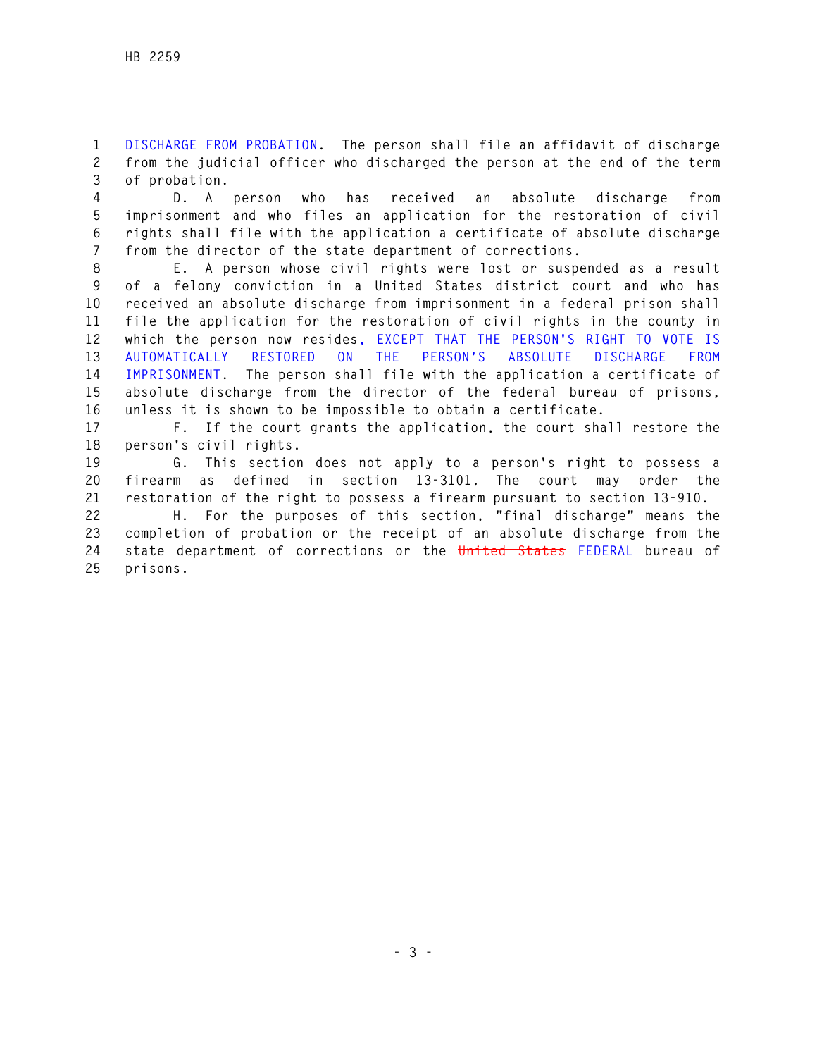DISCHARGE FROM PROBATION. The person shall file an affidavit of discharge from the judicial officer who discharged the person at the end of the term of probation.

D. A person who has received an absolute discharge from imprisonment and who files an application for the restoration of civil rights shall file with the application a certificate of absolute discharge from the director of the state department of corrections.

E. A person whose civil rights were lost or suspended as a result of a felony conviction in a United States district court and who has received an absolute discharge from imprisonment in a federal prison shall file the application for the restoration of civil rights in the county in which the person now resides, EXCEPT THAT THE PERSON'S RIGHT TO VOTE IS AUTOMATICALLY RESTORED ON THE PERSON'S ABSOLUTE DISCHARGE FROM IMPRISONMENT. The person shall file with the application a certificate of absolute discharge from the director of the federal bureau of prisons, unless it is shown to be impossible to obtain a certificate.

F. If the court grants the application, the court shall restore the person's civil rights.

G. This section does not apply to a person's right to possess a firearm as defined in section 13-3101. The court may order the restoration of the right to possess a firearm pursuant to section 13-910.

H. For the purposes of this section, "final discharge" means the completion of probation or the receipt of an absolute discharge from the state department of corrections or the ~~United States~~ FEDERAL bureau of prisons.